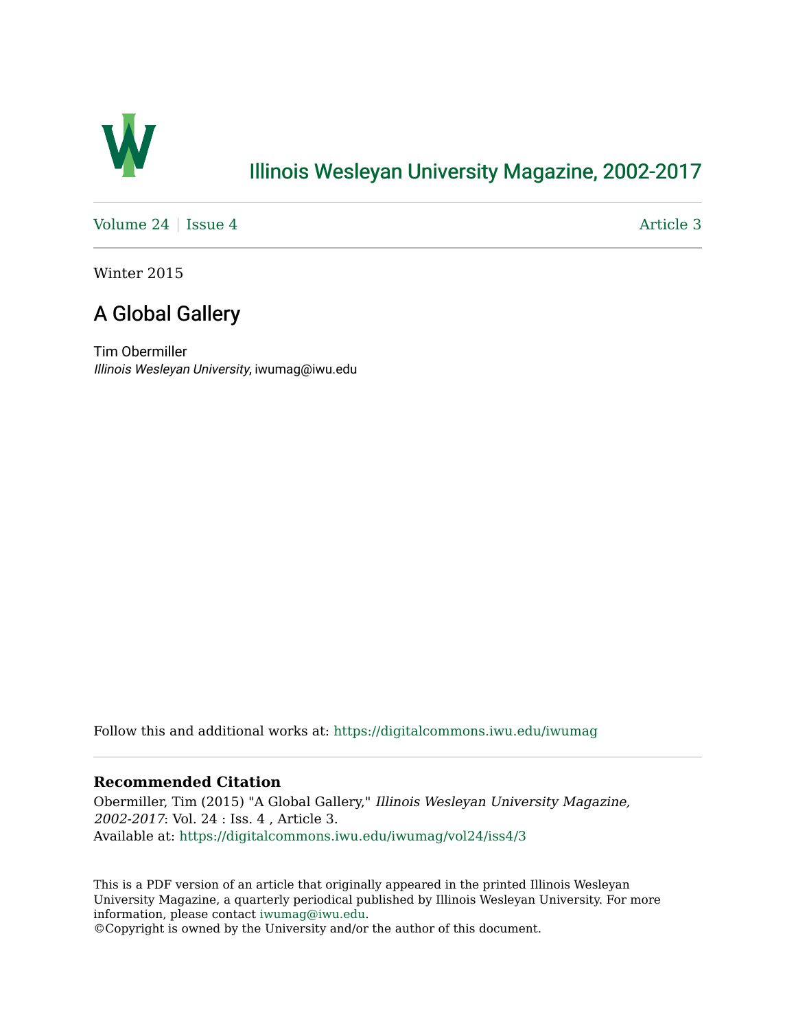# Illinois Wesleyan University Magazine, 2002-2017

Volume 24 | Issue 4 Article 3

Winter 2015

## A Global Gallery

Tim Obermiller
*Illinois Wesleyan University*, iwumag@iwu.edu

Follow this and additional works at: https://digitalcommons.iwu.edu/iwumag

**Recommended Citation**

Obermiller, Tim (2015) "A Global Gallery," *Illinois Wesleyan University Magazine, 2002-2017*: Vol. 24 : Iss. 4 , Article 3.
Available at: https://digitalcommons.iwu.edu/iwumag/vol24/iss4/3

This is a PDF version of an article that originally appeared in the printed Illinois Wesleyan University Magazine, a quarterly periodical published by Illinois Wesleyan University. For more information, please contact iwumag@iwu.edu.
©Copyright is owned by the University and/or the author of this document.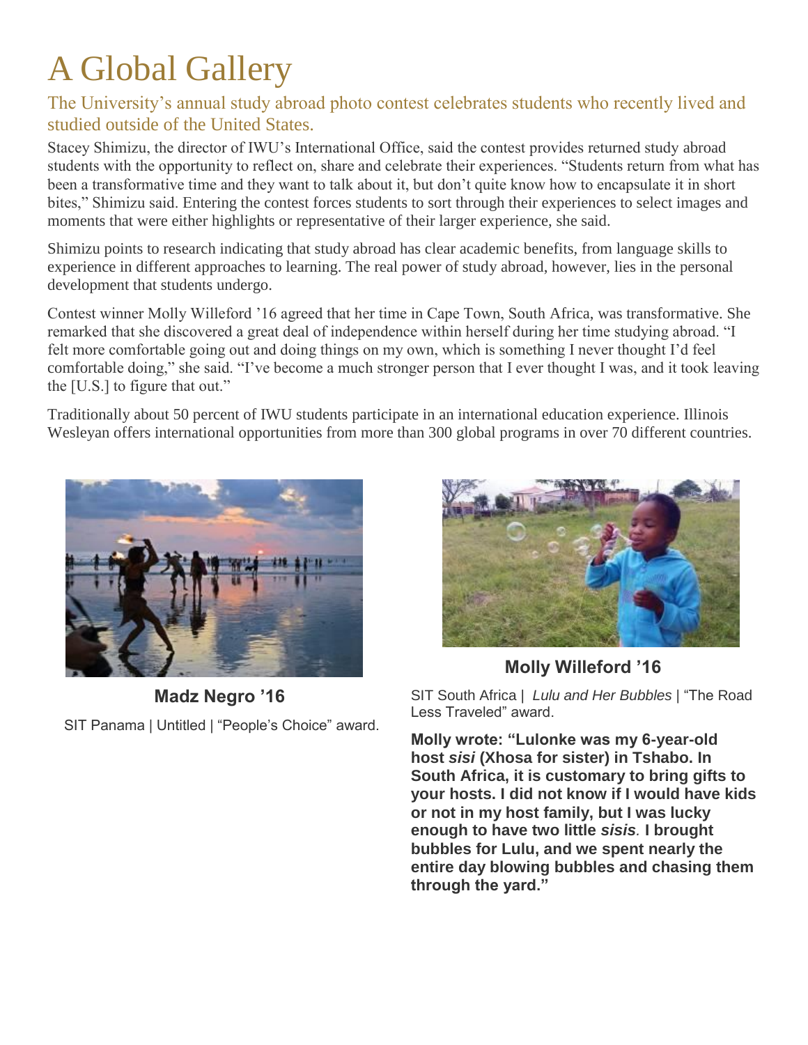# A Global Gallery

## The University's annual study abroad photo contest celebrates students who recently lived and studied outside of the United States.

Stacey Shimizu, the director of IWU's International Office, said the contest provides returned study abroad students with the opportunity to reflect on, share and celebrate their experiences. "Students return from what has been a transformative time and they want to talk about it, but don't quite know how to encapsulate it in short bites," Shimizu said. Entering the contest forces students to sort through their experiences to select images and moments that were either highlights or representative of their larger experience, she said.

Shimizu points to research indicating that study abroad has clear academic benefits, from language skills to experience in different approaches to learning. The real power of study abroad, however, lies in the personal development that students undergo.

Contest winner Molly Willeford '16 agreed that her time in Cape Town, South Africa, was transformative. She remarked that she discovered a great deal of independence within herself during her time studying abroad. "I felt more comfortable going out and doing things on my own, which is something I never thought I'd feel comfortable doing," she said. "I've become a much stronger person that I ever thought I was, and it took leaving the [U.S.] to figure that out."

Traditionally about 50 percent of IWU students participate in an international education experience. Illinois Wesleyan offers international opportunities from more than 300 global programs in over 70 different countries.

**Madz Negro '16**

SIT Panama | Untitled | "People's Choice" award.

**Molly Willeford '16**

SIT South Africa | *Lulu and Her Bubbles* | "The Road Less Traveled" award.

**Molly wrote: "Lulonke was my 6-year-old host *sisi* (Xhosa for sister) in Tshabo. In South Africa, it is customary to bring gifts to your hosts. I did not know if I would have kids or not in my host family, but I was lucky enough to have two little *sisis.* I brought bubbles for Lulu, and we spent nearly the entire day blowing bubbles and chasing them through the yard."**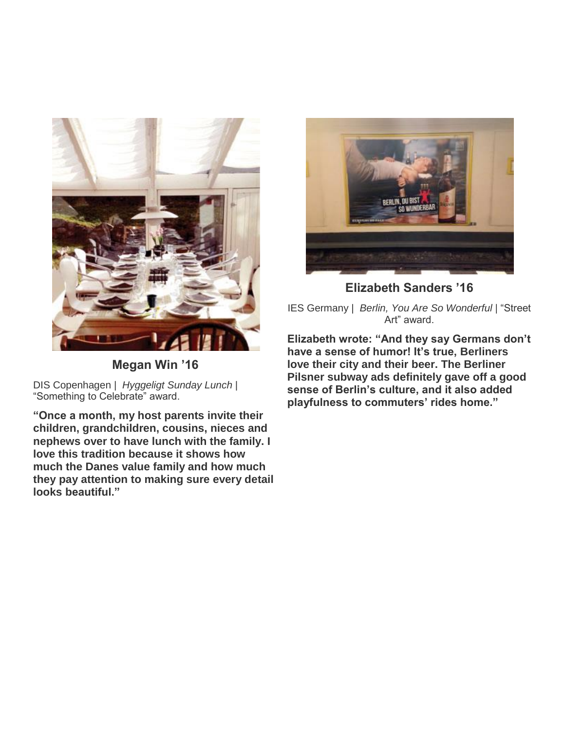## Megan Win ’16

DIS Copenhagen | *Hyggeligt Sunday Lunch* | “Something to Celebrate” award.

**“Once a month, my host parents invite their children, grandchildren, cousins, nieces and nephews over to have lunch with the family. I love this tradition because it shows how much the Danes value family and how much they pay attention to making sure every detail looks beautiful.”**

## Elizabeth Sanders ’16

IES Germany | *Berlin, You Are So Wonderful* | “Street Art” award.

**Elizabeth wrote: “And they say Germans don’t have a sense of humor! It’s true, Berliners love their city and their beer. The Berliner Pilsner subway ads definitely gave off a good sense of Berlin’s culture, and it also added playfulness to commuters’ rides home.”**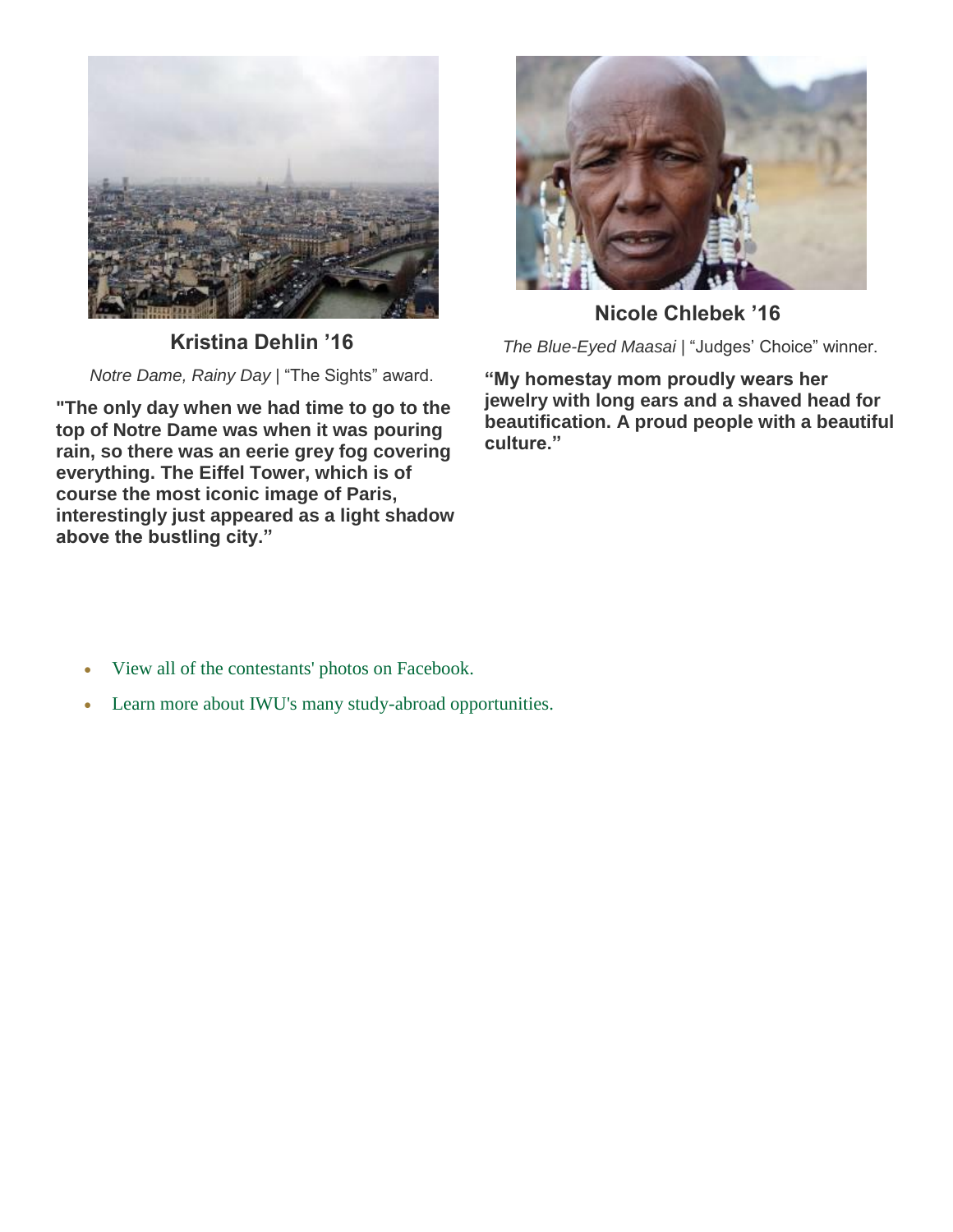### Kristina Dehlin ’16

*Notre Dame, Rainy Day* | “The Sights” award.

**"The only day when we had time to go to the top of Notre Dame was when it was pouring rain, so there was an eerie grey fog covering everything. The Eiffel Tower, which is of course the most iconic image of Paris, interestingly just appeared as a light shadow above the bustling city.”**

### Nicole Chlebek ’16

*The Blue-Eyed Maasai* | “Judges’ Choice” winner.

**“My homestay mom proudly wears her jewelry with long ears and a shaved head for beautification. A proud people with a beautiful culture.”**

- View all of the contestants' photos on Facebook.
- Learn more about IWU's many study-abroad opportunities.